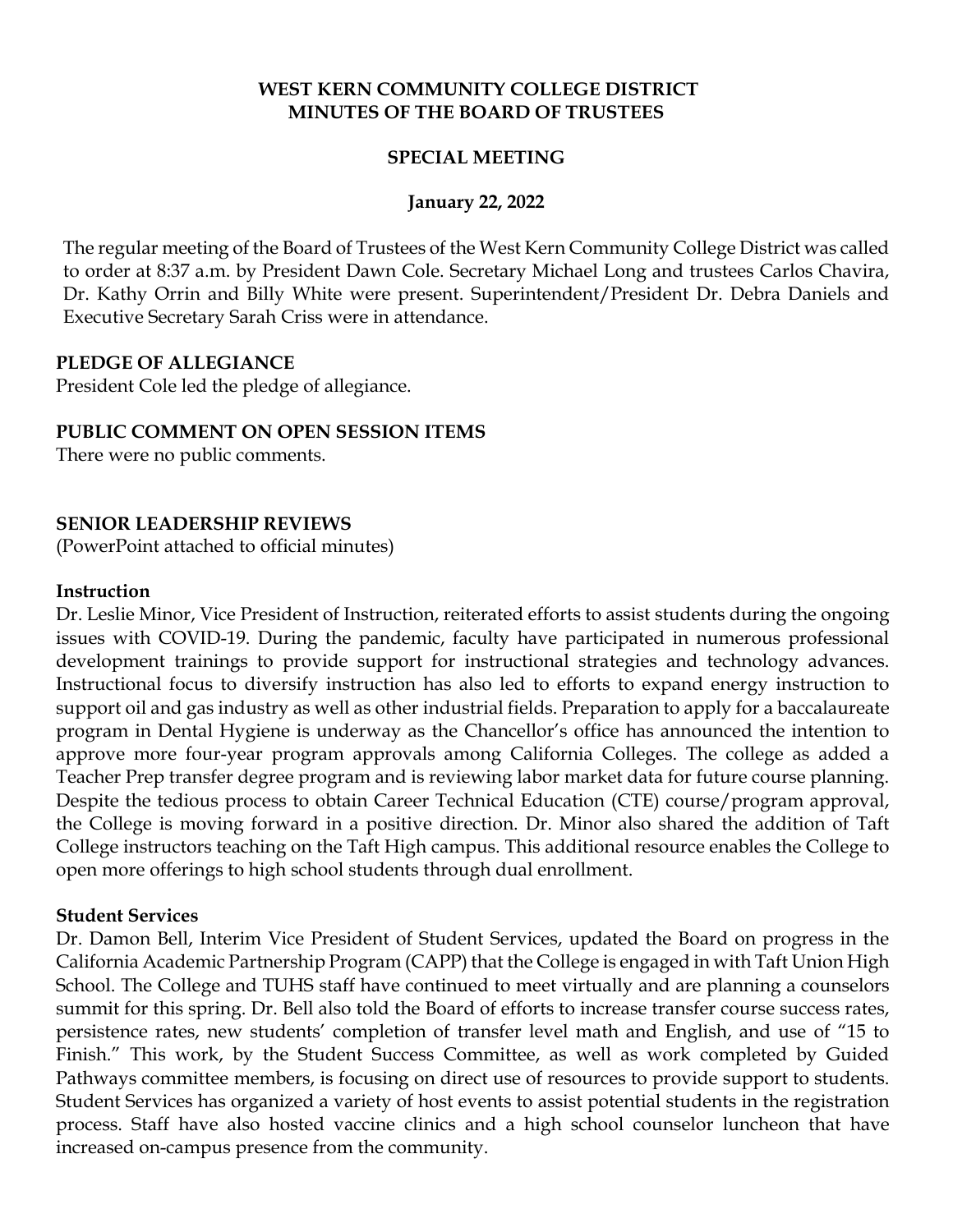**WEST KERN COMMUNITY COLLEGE DISTRICT**
**MINUTES OF THE BOARD OF TRUSTEES**

**SPECIAL MEETING**

**January 22, 2022**

The regular meeting of the Board of Trustees of the West Kern Community College District was called to order at 8:37 a.m. by President Dawn Cole. Secretary Michael Long and trustees Carlos Chavira, Dr. Kathy Orrin and Billy White were present. Superintendent/President Dr. Debra Daniels and Executive Secretary Sarah Criss were in attendance.

**PLEDGE OF ALLEGIANCE**
President Cole led the pledge of allegiance.

**PUBLIC COMMENT ON OPEN SESSION ITEMS**
There were no public comments.

**SENIOR LEADERSHIP REVIEWS**
(PowerPoint attached to official minutes)

**Instruction**
Dr. Leslie Minor, Vice President of Instruction, reiterated efforts to assist students during the ongoing issues with COVID-19. During the pandemic, faculty have participated in numerous professional development trainings to provide support for instructional strategies and technology advances. Instructional focus to diversify instruction has also led to efforts to expand energy instruction to support oil and gas industry as well as other industrial fields. Preparation to apply for a baccalaureate program in Dental Hygiene is underway as the Chancellor's office has announced the intention to approve more four-year program approvals among California Colleges. The college as added a Teacher Prep transfer degree program and is reviewing labor market data for future course planning. Despite the tedious process to obtain Career Technical Education (CTE) course/program approval, the College is moving forward in a positive direction. Dr. Minor also shared the addition of Taft College instructors teaching on the Taft High campus. This additional resource enables the College to open more offerings to high school students through dual enrollment.

**Student Services**
Dr. Damon Bell, Interim Vice President of Student Services, updated the Board on progress in the California Academic Partnership Program (CAPP) that the College is engaged in with Taft Union High School. The College and TUHS staff have continued to meet virtually and are planning a counselors summit for this spring. Dr. Bell also told the Board of efforts to increase transfer course success rates, persistence rates, new students' completion of transfer level math and English, and use of "15 to Finish." This work, by the Student Success Committee, as well as work completed by Guided Pathways committee members, is focusing on direct use of resources to provide support to students. Student Services has organized a variety of host events to assist potential students in the registration process. Staff have also hosted vaccine clinics and a high school counselor luncheon that have increased on-campus presence from the community.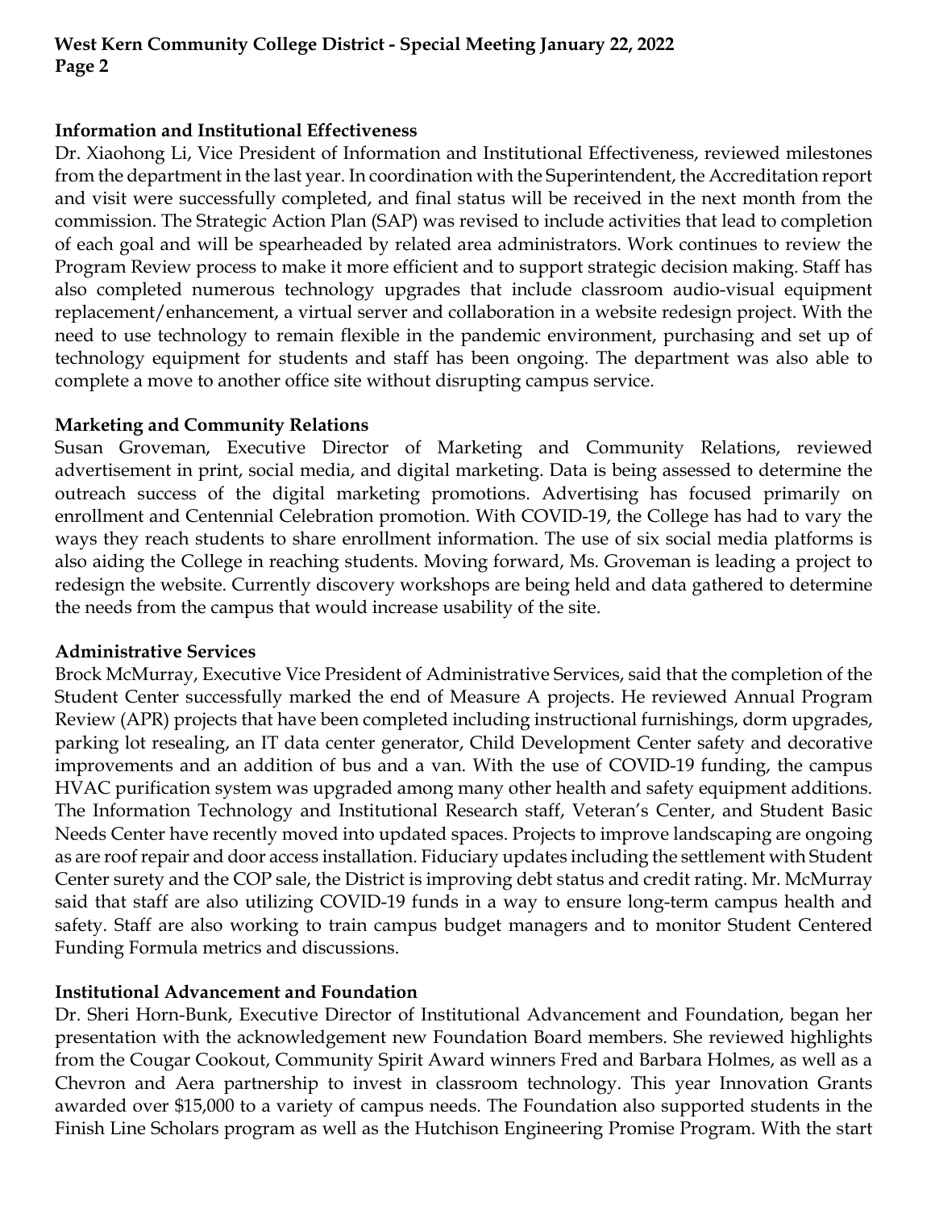**Information and Institutional Effectiveness**

Dr. Xiaohong Li, Vice President of Information and Institutional Effectiveness, reviewed milestones from the department in the last year. In coordination with the Superintendent, the Accreditation report and visit were successfully completed, and final status will be received in the next month from the commission. The Strategic Action Plan (SAP) was revised to include activities that lead to completion of each goal and will be spearheaded by related area administrators. Work continues to review the Program Review process to make it more efficient and to support strategic decision making. Staff has also completed numerous technology upgrades that include classroom audio-visual equipment replacement/enhancement, a virtual server and collaboration in a website redesign project. With the need to use technology to remain flexible in the pandemic environment, purchasing and set up of technology equipment for students and staff has been ongoing. The department was also able to complete a move to another office site without disrupting campus service.

**Marketing and Community Relations**

Susan Groveman, Executive Director of Marketing and Community Relations, reviewed advertisement in print, social media, and digital marketing. Data is being assessed to determine the outreach success of the digital marketing promotions. Advertising has focused primarily on enrollment and Centennial Celebration promotion. With COVID-19, the College has had to vary the ways they reach students to share enrollment information. The use of six social media platforms is also aiding the College in reaching students. Moving forward, Ms. Groveman is leading a project to redesign the website. Currently discovery workshops are being held and data gathered to determine the needs from the campus that would increase usability of the site.

**Administrative Services**

Brock McMurray, Executive Vice President of Administrative Services, said that the completion of the Student Center successfully marked the end of Measure A projects. He reviewed Annual Program Review (APR) projects that have been completed including instructional furnishings, dorm upgrades, parking lot resealing, an IT data center generator, Child Development Center safety and decorative improvements and an addition of bus and a van. With the use of COVID-19 funding, the campus HVAC purification system was upgraded among many other health and safety equipment additions. The Information Technology and Institutional Research staff, Veteran's Center, and Student Basic Needs Center have recently moved into updated spaces. Projects to improve landscaping are ongoing as are roof repair and door access installation. Fiduciary updates including the settlement with Student Center surety and the COP sale, the District is improving debt status and credit rating. Mr. McMurray said that staff are also utilizing COVID-19 funds in a way to ensure long-term campus health and safety. Staff are also working to train campus budget managers and to monitor Student Centered Funding Formula metrics and discussions.

**Institutional Advancement and Foundation**

Dr. Sheri Horn-Bunk, Executive Director of Institutional Advancement and Foundation, began her presentation with the acknowledgement new Foundation Board members. She reviewed highlights from the Cougar Cookout, Community Spirit Award winners Fred and Barbara Holmes, as well as a Chevron and Aera partnership to invest in classroom technology. This year Innovation Grants awarded over $15,000 to a variety of campus needs. The Foundation also supported students in the Finish Line Scholars program as well as the Hutchison Engineering Promise Program. With the start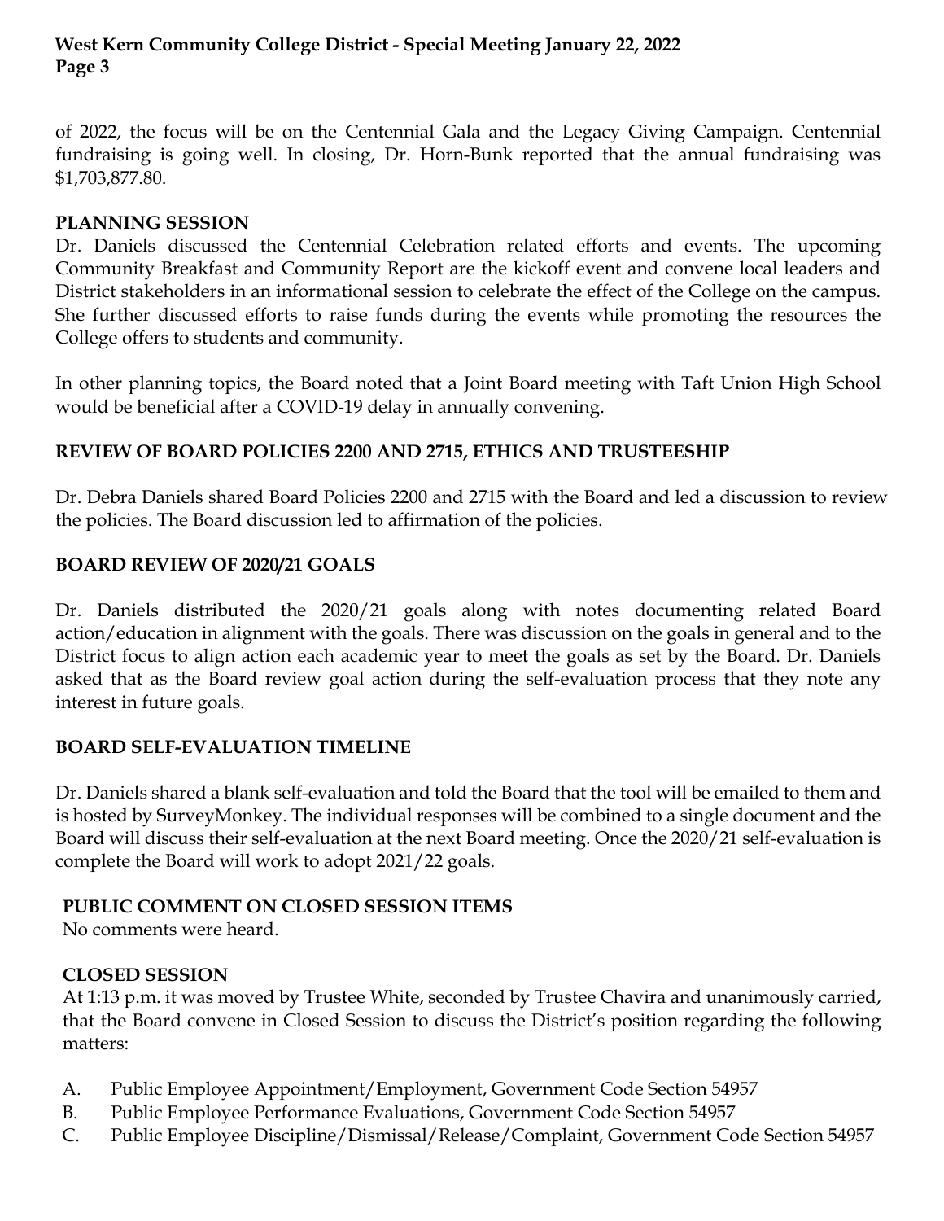of 2022, the focus will be on the Centennial Gala and the Legacy Giving Campaign. Centennial fundraising is going well. In closing, Dr. Horn-Bunk reported that the annual fundraising was $1,703,877.80.

**PLANNING SESSION**

Dr. Daniels discussed the Centennial Celebration related efforts and events. The upcoming Community Breakfast and Community Report are the kickoff event and convene local leaders and District stakeholders in an informational session to celebrate the effect of the College on the campus. She further discussed efforts to raise funds during the events while promoting the resources the College offers to students and community.

In other planning topics, the Board noted that a Joint Board meeting with Taft Union High School would be beneficial after a COVID-19 delay in annually convening.

**REVIEW OF BOARD POLICIES 2200 AND 2715, ETHICS AND TRUSTEESHIP**

Dr. Debra Daniels shared Board Policies 2200 and 2715 with the Board and led a discussion to review the policies. The Board discussion led to affirmation of the policies.

**BOARD REVIEW OF 2020/21 GOALS**

Dr. Daniels distributed the 2020/21 goals along with notes documenting related Board action/education in alignment with the goals. There was discussion on the goals in general and to the District focus to align action each academic year to meet the goals as set by the Board. Dr. Daniels asked that as the Board review goal action during the self-evaluation process that they note any interest in future goals.

**BOARD SELF-EVALUATION TIMELINE**

Dr. Daniels shared a blank self-evaluation and told the Board that the tool will be emailed to them and is hosted by SurveyMonkey. The individual responses will be combined to a single document and the Board will discuss their self-evaluation at the next Board meeting. Once the 2020/21 self-evaluation is complete the Board will work to adopt 2021/22 goals.

**PUBLIC COMMENT ON CLOSED SESSION ITEMS**

No comments were heard.

**CLOSED SESSION**

At 1:13 p.m. it was moved by Trustee White, seconded by Trustee Chavira and unanimously carried, that the Board convene in Closed Session to discuss the District's position regarding the following matters:

A. Public Employee Appointment/Employment, Government Code Section 54957
B. Public Employee Performance Evaluations, Government Code Section 54957
C. Public Employee Discipline/Dismissal/Release/Complaint, Government Code Section 54957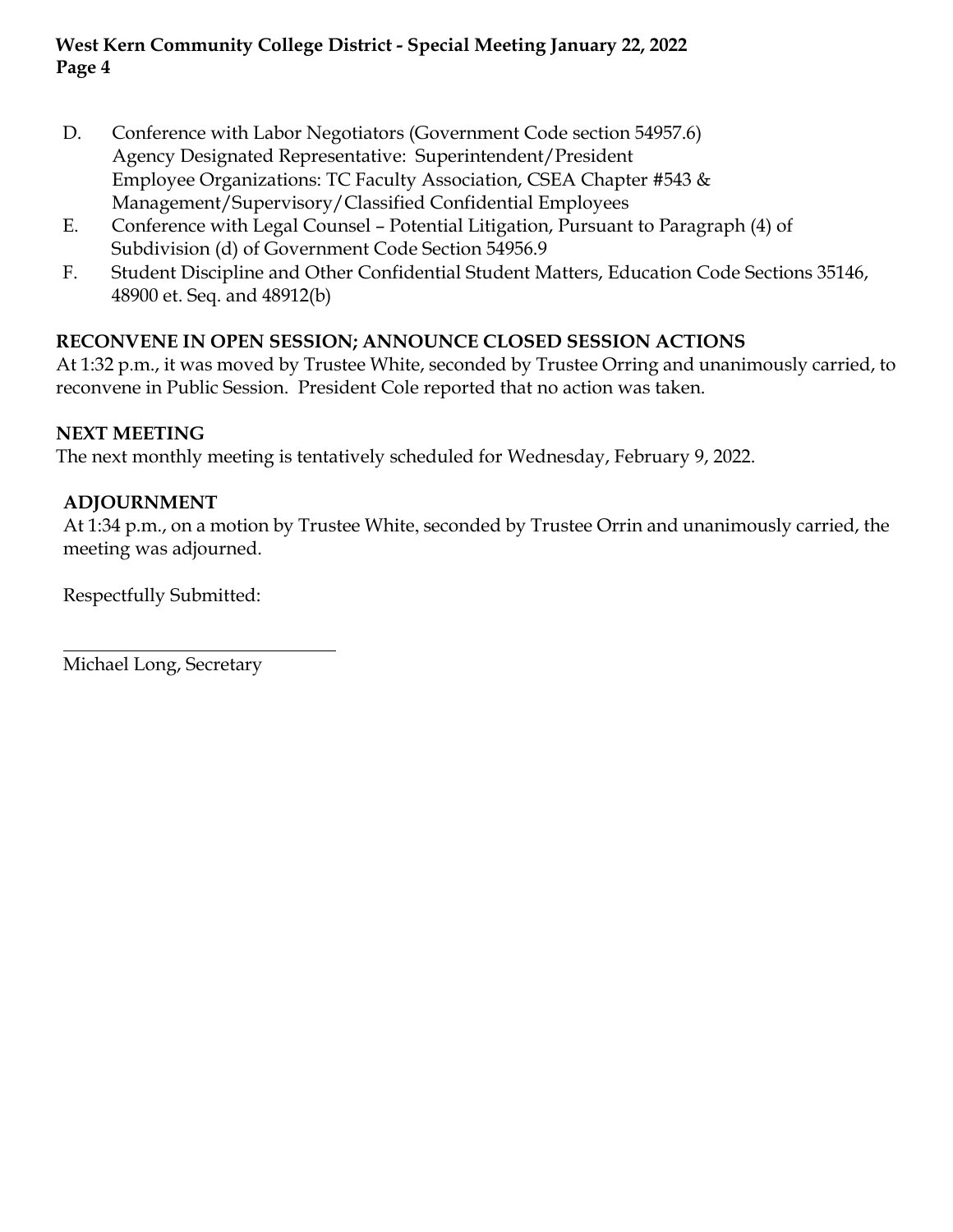D. Conference with Labor Negotiators (Government Code section 54957.6)
   Agency Designated Representative: Superintendent/President
   Employee Organizations: TC Faculty Association, CSEA Chapter #543 & Management/Supervisory/Classified Confidential Employees

E. Conference with Legal Counsel – Potential Litigation, Pursuant to Paragraph (4) of Subdivision (d) of Government Code Section 54956.9

F. Student Discipline and Other Confidential Student Matters, Education Code Sections 35146, 48900 et. Seq. and 48912(b)

**RECONVENE IN OPEN SESSION; ANNOUNCE CLOSED SESSION ACTIONS**

At 1:32 p.m., it was moved by Trustee White, seconded by Trustee Orring and unanimously carried, to reconvene in Public Session. President Cole reported that no action was taken.

**NEXT MEETING**

The next monthly meeting is tentatively scheduled for Wednesday, February 9, 2022.

**ADJOURNMENT**

At 1:34 p.m., on a motion by Trustee White, seconded by Trustee Orrin and unanimously carried, the meeting was adjourned.

Respectfully Submitted:

\_\_\_\_\_\_\_\_\_\_\_\_\_\_\_\_\_\_\_\_\_\_\_\_\_\_\_\_\_\_

Michael Long, Secretary